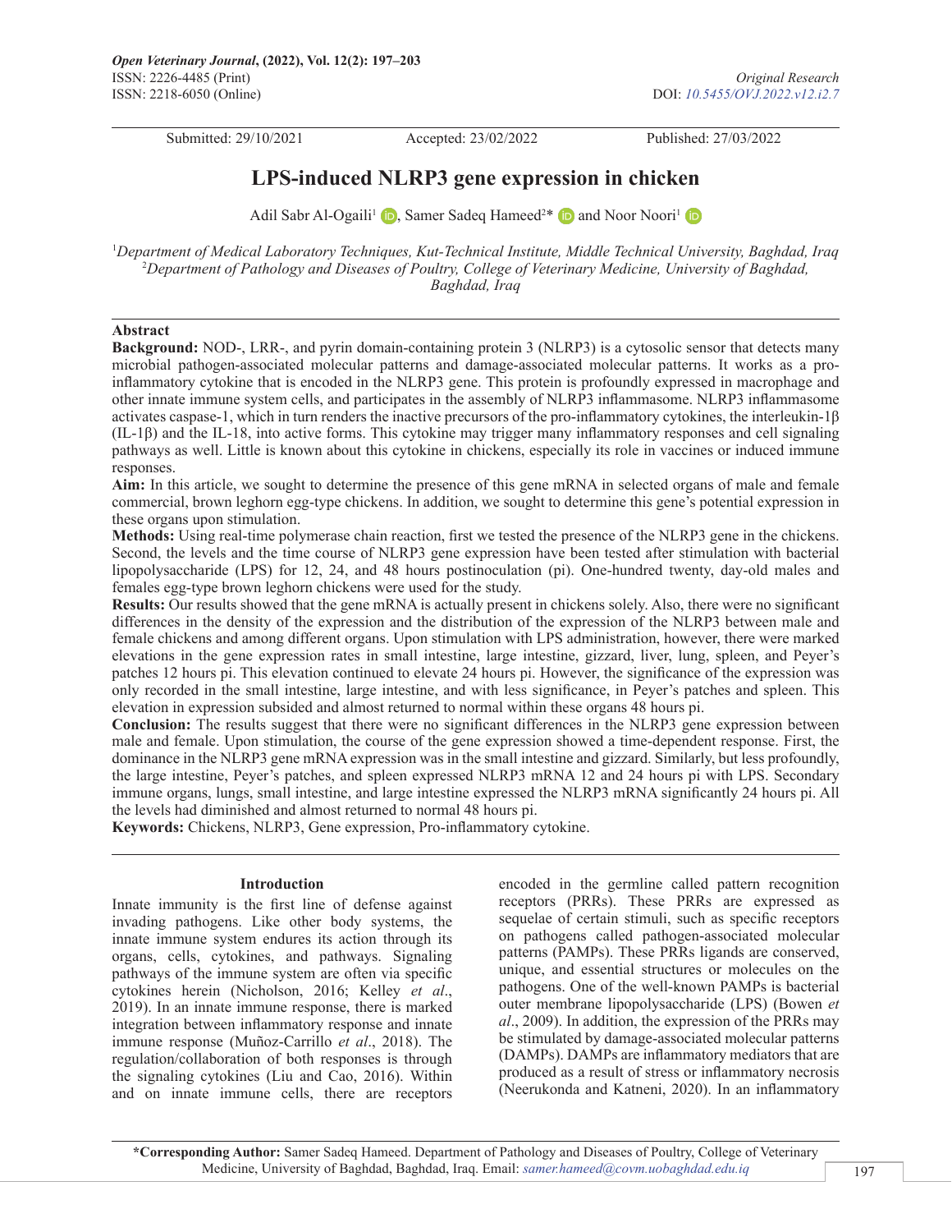Submitted: 29/10/2021 Accepted: 23/02/2022 Published: 27/03/2022

# LPS-induced NLRP3 gene expression in chicken

Adil Sabr Al-Ogaili[1], Samer Sadeq Hameed[2]* and Noor Noori[1]

[1]*Department of Medical Laboratory Techniques, Kut-Technical Institute, Middle Technical University, Baghdad, Iraq*
[2]*Department of Pathology and Diseases of Poultry, College of Veterinary Medicine, University of Baghdad, Baghdad, Iraq*

## Abstract

**Background:** NOD-, LRR-, and pyrin domain-containing protein 3 (NLRP3) is a cytosolic sensor that detects many microbial pathogen-associated molecular patterns and damage-associated molecular patterns. It works as a pro-inflammatory cytokine that is encoded in the NLRP3 gene. This protein is profoundly expressed in macrophage and other innate immune system cells, and participates in the assembly of NLRP3 inflammasome. NLRP3 inflammasome activates caspase-1, which in turn renders the inactive precursors of the pro-inflammatory cytokines, the interleukin-1β (IL-1β) and the IL-18, into active forms. This cytokine may trigger many inflammatory responses and cell signaling pathways as well. Little is known about this cytokine in chickens, especially its role in vaccines or induced immune responses.

**Aim:** In this article, we sought to determine the presence of this gene mRNA in selected organs of male and female commercial, brown leghorn egg-type chickens. In addition, we sought to determine this gene's potential expression in these organs upon stimulation.

**Methods:** Using real-time polymerase chain reaction, first we tested the presence of the NLRP3 gene in the chickens. Second, the levels and the time course of NLRP3 gene expression have been tested after stimulation with bacterial lipopolysaccharide (LPS) for 12, 24, and 48 hours postinoculation (pi). One-hundred twenty, day-old males and females egg-type brown leghorn chickens were used for the study.

**Results:** Our results showed that the gene mRNA is actually present in chickens solely. Also, there were no significant differences in the density of the expression and the distribution of the expression of the NLRP3 between male and female chickens and among different organs. Upon stimulation with LPS administration, however, there were marked elevations in the gene expression rates in small intestine, large intestine, gizzard, liver, lung, spleen, and Peyer's patches 12 hours pi. This elevation continued to elevate 24 hours pi. However, the significance of the expression was only recorded in the small intestine, large intestine, and with less significance, in Peyer's patches and spleen. This elevation in expression subsided and almost returned to normal within these organs 48 hours pi.

**Conclusion:** The results suggest that there were no significant differences in the NLRP3 gene expression between male and female. Upon stimulation, the course of the gene expression showed a time-dependent response. First, the dominance in the NLRP3 gene mRNA expression was in the small intestine and gizzard. Similarly, but less profoundly, the large intestine, Peyer's patches, and spleen expressed NLRP3 mRNA 12 and 24 hours pi with LPS. Secondary immune organs, lungs, small intestine, and large intestine expressed the NLRP3 mRNA significantly 24 hours pi. All the levels had diminished and almost returned to normal 48 hours pi.

**Keywords:** Chickens, NLRP3, Gene expression, Pro-inflammatory cytokine.

## Introduction

Innate immunity is the first line of defense against invading pathogens. Like other body systems, the innate immune system endures its action through its organs, cells, cytokines, and pathways. Signaling pathways of the immune system are often via specific cytokines herein (Nicholson, 2016; Kelley *et al*., 2019). In an innate immune response, there is marked integration between inflammatory response and innate immune response (Muñoz-Carrillo *et al*., 2018). The regulation/collaboration of both responses is through the signaling cytokines (Liu and Cao, 2016). Within and on innate immune cells, there are receptors encoded in the germline called pattern recognition receptors (PRRs). These PRRs are expressed as sequelae of certain stimuli, such as specific receptors on pathogens called pathogen-associated molecular patterns (PAMPs). These PRRs ligands are conserved, unique, and essential structures or molecules on the pathogens. One of the well-known PAMPs is bacterial outer membrane lipopolysaccharide (LPS) (Bowen *et al*., 2009). In addition, the expression of the PRRs may be stimulated by damage-associated molecular patterns (DAMPs). DAMPs are inflammatory mediators that are produced as a result of stress or inflammatory necrosis (Neerukonda and Katneni, 2020). In an inflammatory

**\*Corresponding Author:** Samer Sadeq Hameed. Department of Pathology and Diseases of Poultry, College of Veterinary Medicine, University of Baghdad, Baghdad, Iraq. Email: *samer.hameed@covm.uobaghdad.edu.iq*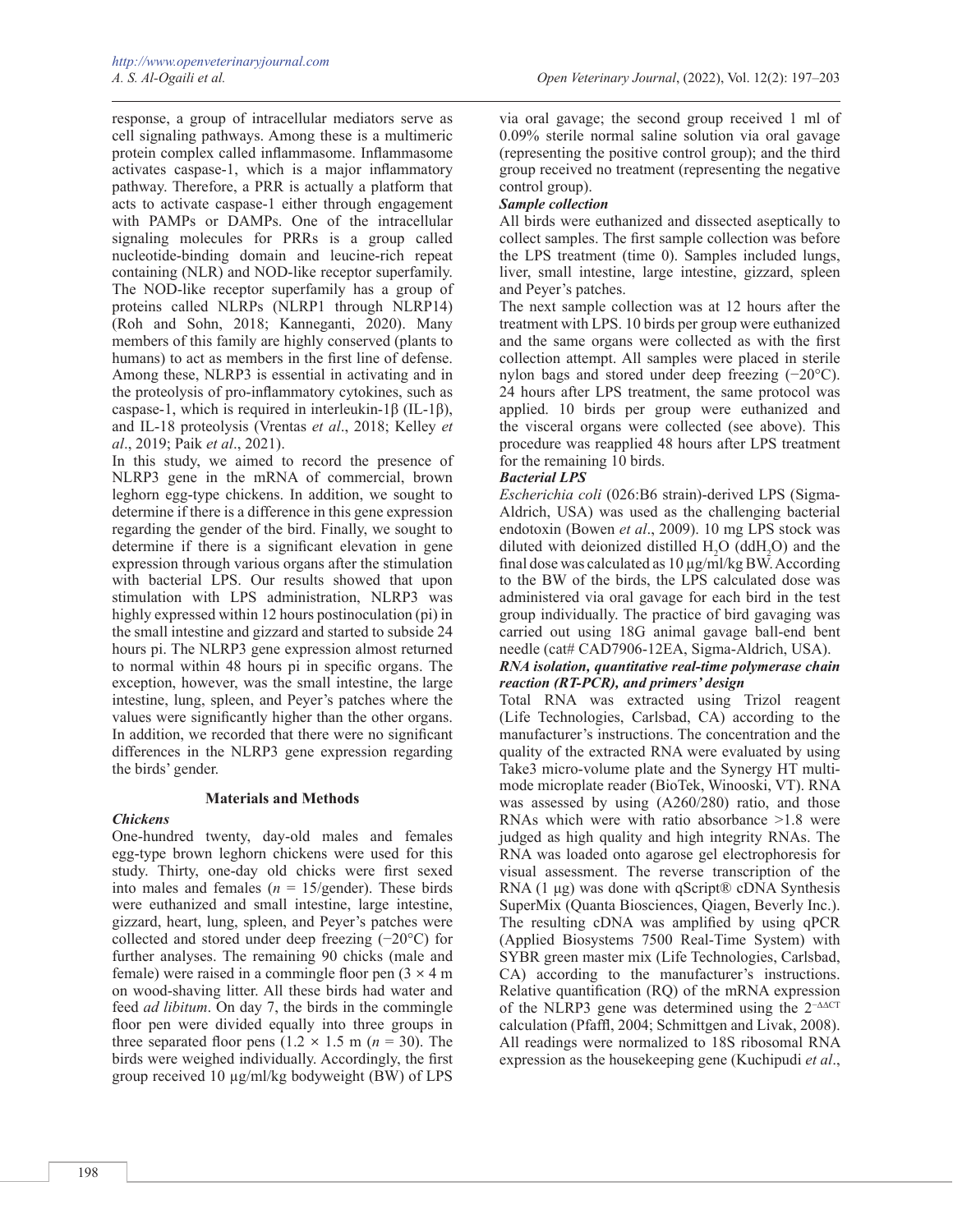response, a group of intracellular mediators serve as cell signaling pathways. Among these is a multimeric protein complex called inflammasome. Inflammasome activates caspase-1, which is a major inflammatory pathway. Therefore, a PRR is actually a platform that acts to activate caspase-1 either through engagement with PAMPs or DAMPs. One of the intracellular signaling molecules for PRRs is a group called nucleotide-binding domain and leucine-rich repeat containing (NLR) and NOD-like receptor superfamily. The NOD-like receptor superfamily has a group of proteins called NLRPs (NLRP1 through NLRP14) (Roh and Sohn, 2018; Kanneganti, 2020). Many members of this family are highly conserved (plants to humans) to act as members in the first line of defense. Among these, NLRP3 is essential in activating and in the proteolysis of pro-inflammatory cytokines, such as caspase-1, which is required in interleukin-1β (IL-1β), and IL-18 proteolysis (Vrentas *et al*., 2018; Kelley *et al*., 2019; Paik *et al*., 2021).

In this study, we aimed to record the presence of NLRP3 gene in the mRNA of commercial, brown leghorn egg-type chickens. In addition, we sought to determine if there is a difference in this gene expression regarding the gender of the bird. Finally, we sought to determine if there is a significant elevation in gene expression through various organs after the stimulation with bacterial LPS. Our results showed that upon stimulation with LPS administration, NLRP3 was highly expressed within 12 hours postinoculation (pi) in the small intestine and gizzard and started to subside 24 hours pi. The NLRP3 gene expression almost returned to normal within 48 hours pi in specific organs. The exception, however, was the small intestine, the large intestine, lung, spleen, and Peyer's patches where the values were significantly higher than the other organs. In addition, we recorded that there were no significant differences in the NLRP3 gene expression regarding the birds' gender.

## Materials and Methods

### *Chickens*

One-hundred twenty, day-old males and females egg-type brown leghorn chickens were used for this study. Thirty, one-day old chicks were first sexed into males and females ($n$ = 15/gender). These birds were euthanized and small intestine, large intestine, gizzard, heart, lung, spleen, and Peyer's patches were collected and stored under deep freezing (−20°C) for further analyses. The remaining 90 chicks (male and female) were raised in a commingle floor pen (3 × 4 m on wood-shaving litter. All these birds had water and feed *ad libitum*. On day 7, the birds in the commingle floor pen were divided equally into three groups in three separated floor pens (1.2 × 1.5 m ($n$ = 30). The birds were weighed individually. Accordingly, the first group received 10 µg/ml/kg bodyweight (BW) of LPS via oral gavage; the second group received 1 ml of 0.09% sterile normal saline solution via oral gavage (representing the positive control group); and the third group received no treatment (representing the negative control group).

### *Sample collection*

All birds were euthanized and dissected aseptically to collect samples. The first sample collection was before the LPS treatment (time 0). Samples included lungs, liver, small intestine, large intestine, gizzard, spleen and Peyer's patches.

The next sample collection was at 12 hours after the treatment with LPS. 10 birds per group were euthanized and the same organs were collected as with the first collection attempt. All samples were placed in sterile nylon bags and stored under deep freezing (−20°C). 24 hours after LPS treatment, the same protocol was applied. 10 birds per group were euthanized and the visceral organs were collected (see above). This procedure was reapplied 48 hours after LPS treatment for the remaining 10 birds.

### *Bacterial LPS*

*Escherichia coli* (026:B6 strain)-derived LPS (Sigma-Aldrich, USA) was used as the challenging bacterial endotoxin (Bowen *et al*., 2009). 10 mg LPS stock was diluted with deionized distilled $H_2O$ ($ddH_2O$) and the final dose was calculated as 10 µg/ml/kg BW. According to the BW of the birds, the LPS calculated dose was administered via oral gavage for each bird in the test group individually. The practice of bird gavaging was carried out using 18G animal gavage ball-end bent needle (cat# CAD7906-12EA, Sigma-Aldrich, USA).

### *RNA isolation, quantitative real-time polymerase chain reaction (RT-PCR), and primers' design*

Total RNA was extracted using Trizol reagent (Life Technologies, Carlsbad, CA) according to the manufacturer's instructions. The concentration and the quality of the extracted RNA were evaluated by using Take3 micro-volume plate and the Synergy HT multi-mode microplate reader (BioTek, Winooski, VT). RNA was assessed by using (A260/280) ratio, and those RNAs which were with ratio absorbance >1.8 were judged as high quality and high integrity RNAs. The RNA was loaded onto agarose gel electrophoresis for visual assessment. The reverse transcription of the RNA (1 µg) was done with qScript® cDNA Synthesis SuperMix (Quanta Biosciences, Qiagen, Beverly Inc.). The resulting cDNA was amplified by using qPCR (Applied Biosystems 7500 Real-Time System) with SYBR green master mix (Life Technologies, Carlsbad, CA) according to the manufacturer's instructions. Relative quantification (RQ) of the mRNA expression of the NLRP3 gene was determined using the $2^{-\Delta\Delta CT}$ calculation (Pfaffl, 2004; Schmittgen and Livak, 2008). All readings were normalized to 18S ribosomal RNA expression as the housekeeping gene (Kuchipudi *et al*.,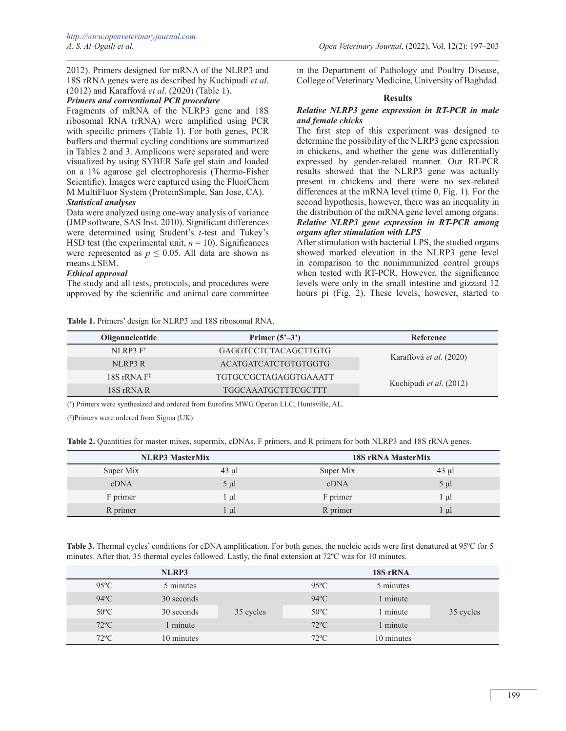2012). Primers designed for mRNA of the NLRP3 and 18S rRNA genes were as described by Kuchipudi *et al*. (2012) and Karaffová *et al*. (2020) (Table 1).

***Primers and conventional PCR procedure***

Fragments of mRNA of the NLRP3 gene and 18S ribosomal RNA (rRNA) were amplified using PCR with specific primers (Table 1). For both genes, PCR buffers and thermal cycling conditions are summarized in Tables 2 and 3. Amplicons were separated and were visualized by using SYBER Safe gel stain and loaded on a 1% agarose gel electrophoresis (Thermo-Fisher Scientific). Images were captured using the FluorChem M MultiFluor System (ProteinSimple, San Jose, CA).

***Statistical analyses***

Data were analyzed using one-way analysis of variance (JMP software, SAS Inst. 2010). Significant differences were determined using Student's *t*-test and Tukey's HSD test (the experimental unit, $n = 10$). Significances were represented as $p \leq 0.05$. All data are shown as means ± SEM.

***Ethical approval***

The study and all tests, protocols, and procedures were approved by the scientific and animal care committee in the Department of Pathology and Poultry Disease, College of Veterinary Medicine, University of Baghdad.

## Results

***Relative NLRP3 gene expression in RT-PCR in male and female chicks***

The first step of this experiment was designed to determine the possibility of the NLRP3 gene expression in chickens, and whether the gene was differentially expressed by gender-related manner. Our RT-PCR results showed that the NLRP3 gene was actually present in chickens and there were no sex-related differences at the mRNA level (time 0, Fig. 1). For the second hypothesis, however, there was an inequality in the distribution of the mRNA gene level among organs.

***Relative NLRP3 gene expression in RT-PCR among organs after stimulation with LPS***

After stimulation with bacterial LPS, the studied organs showed marked elevation in the NLRP3 gene level in comparison to the nonimmunized control groups when tested with RT-PCR. However, the significance levels were only in the small intestine and gizzard 12 hours pi (Fig. 2). These levels, however, started to

**Table 1.** Primers' design for NLRP3 and 18S ribosomal RNA.

| Oligonucleotide | Primer (5'–3') | Reference |
|---|---|---|
| NLRP3 F[†] | GAGGTCCTCTACAGCTTGTG | Karaffová *et al*. (2020) |
| NLRP3 R | ACATGATCATCTGTGTGGTG | |
| 18S rRNA F[‡] | TGTGCCGCTAGAGGTGAAATT | Kuchipudi *et al*. (2012) |
| 18S rRNA R | TGGCAAATGCTTTCGCTTT | |

(†) Primers were synthesized and ordered from Eurofins MWG Operon LLC, Huntsville, AL.

(‡)Primers were ordered from Sigma (UK).

**Table 2.** Quantities for master mixes, supermix, cDNAs, F primers, and R primers for both NLRP3 and 18S rRNA genes.

| NLRP3 MasterMix | | 18S rRNA MasterMix | |
|---|---|---|---|
| Super Mix | 43 µl | Super Mix | 43 µl |
| cDNA | 5 µl | cDNA | 5 µl |
| F primer | 1 µl | F primer | 1 µl |
| R primer | 1 µl | R primer | 1 µl |

**Table 3.** Thermal cycles' conditions for cDNA amplification. For both genes, the nucleic acids were first denatured at 95ºC for 5 minutes. After that, 35 thermal cycles followed. Lastly, the final extension at 72ºC was for 10 minutes.

| NLRP3 | | | 18S rRNA | | |
|---|---|---|---|---|---|
| 95ºC | 5 minutes | | 95ºC | 5 minutes | |
| 94ºC | 30 seconds | 35 cycles | 94ºC | 1 minute | 35 cycles |
| 50ºC | 30 seconds | | 50ºC | 1 minute | |
| 72ºC | 1 minute | | 72ºC | 1 minute | |
| 72ºC | 10 minutes | | 72ºC | 10 minutes | |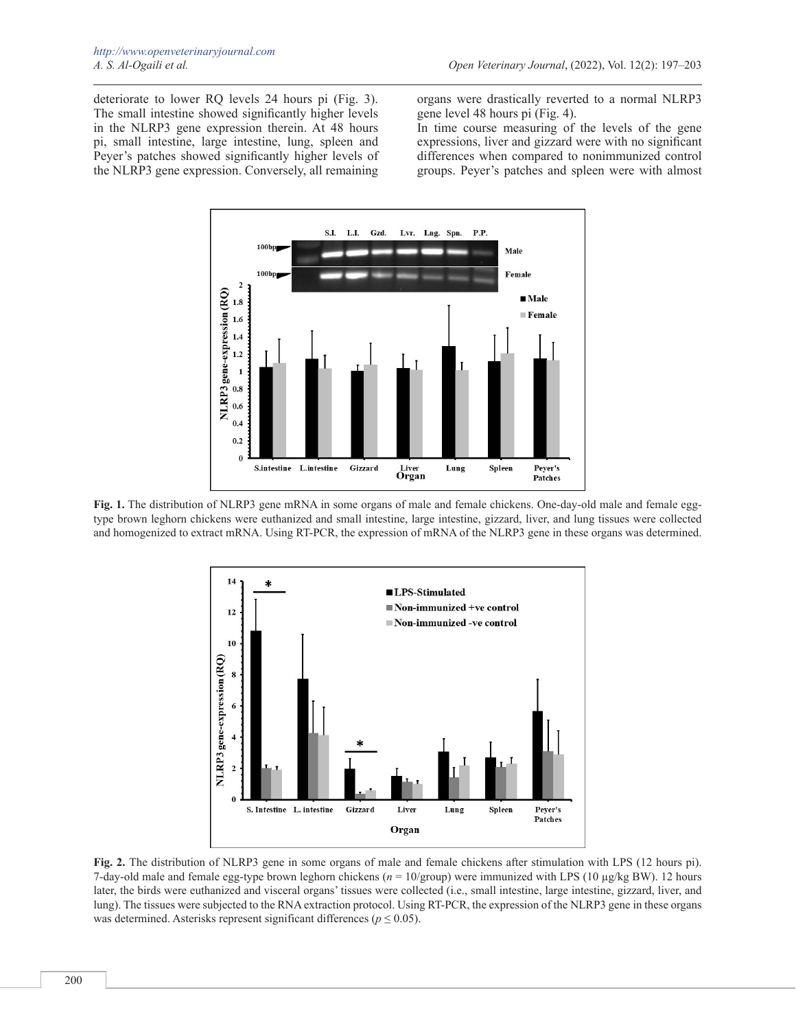deteriorate to lower RQ levels 24 hours pi (Fig. 3). The small intestine showed significantly higher levels in the NLRP3 gene expression therein. At 48 hours pi, small intestine, large intestine, lung, spleen and Peyer's patches showed significantly higher levels of the NLRP3 gene expression. Conversely, all remaining organs were drastically reverted to a normal NLRP3 gene level 48 hours pi (Fig. 4).

In time course measuring of the levels of the gene expressions, liver and gizzard were with no significant differences when compared to nonimmunized control groups. Peyer's patches and spleen were with almost

**Fig. 1.** The distribution of NLRP3 gene mRNA in some organs of male and female chickens. One-day-old male and female egg-type brown leghorn chickens were euthanized and small intestine, large intestine, gizzard, liver, and lung tissues were collected and homogenized to extract mRNA. Using RT-PCR, the expression of mRNA of the NLRP3 gene in these organs was determined.

**Fig. 2.** The distribution of NLRP3 gene in some organs of male and female chickens after stimulation with LPS (12 hours pi). 7-day-old male and female egg-type brown leghorn chickens ($n$ = 10/group) were immunized with LPS (10 µg/kg BW). 12 hours later, the birds were euthanized and visceral organs' tissues were collected (i.e., small intestine, large intestine, gizzard, liver, and lung). The tissues were subjected to the RNA extraction protocol. Using RT-PCR, the expression of the NLRP3 gene in these organs was determined. Asterisks represent significant differences ($p \leq 0.05$).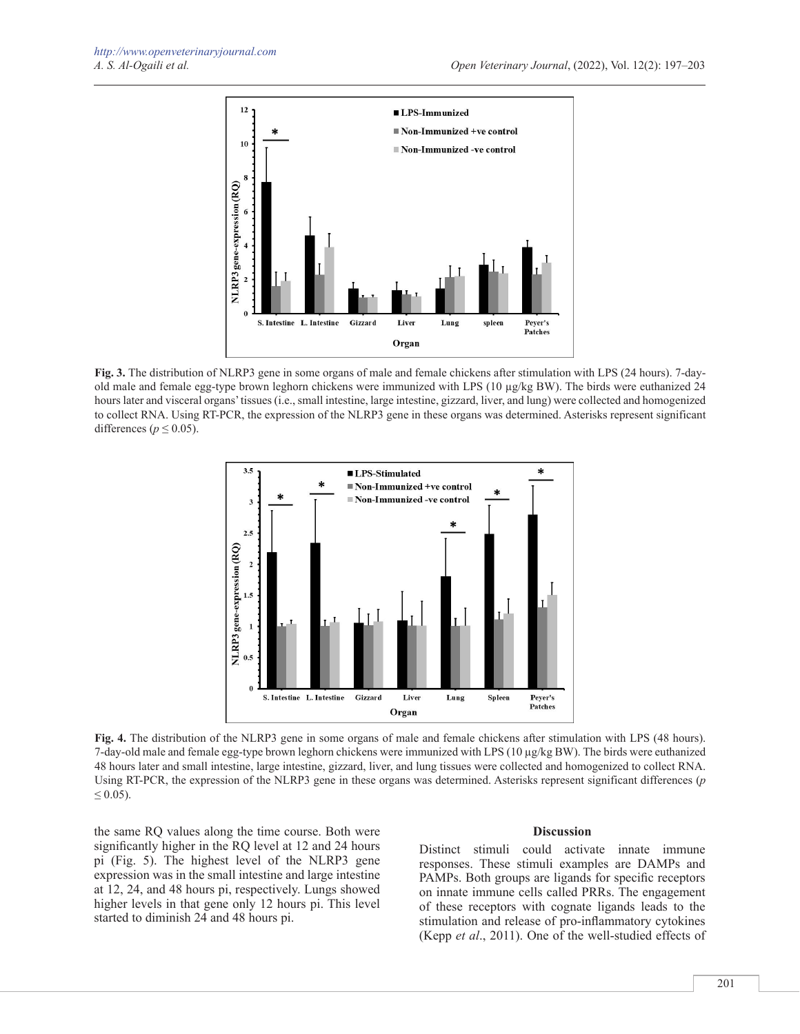**Fig. 3.** The distribution of NLRP3 gene in some organs of male and female chickens after stimulation with LPS (24 hours). 7-day-old male and female egg-type brown leghorn chickens were immunized with LPS (10 µg/kg BW). The birds were euthanized 24 hours later and visceral organs' tissues (i.e., small intestine, large intestine, gizzard, liver, and lung) were collected and homogenized to collect RNA. Using RT-PCR, the expression of the NLRP3 gene in these organs was determined. Asterisks represent significant differences ($p \leq 0.05$).

**Fig. 4.** The distribution of the NLRP3 gene in some organs of male and female chickens after stimulation with LPS (48 hours). 7-day-old male and female egg-type brown leghorn chickens were immunized with LPS (10 µg/kg BW). The birds were euthanized 48 hours later and small intestine, large intestine, gizzard, liver, and lung tissues were collected and homogenized to collect RNA. Using RT-PCR, the expression of the NLRP3 gene in these organs was determined. Asterisks represent significant differences ($p \leq 0.05$).

the same RQ values along the time course. Both were significantly higher in the RQ level at 12 and 24 hours pi (Fig. 5). The highest level of the NLRP3 gene expression was in the small intestine and large intestine at 12, 24, and 48 hours pi, respectively. Lungs showed higher levels in that gene only 12 hours pi. This level started to diminish 24 and 48 hours pi.

## Discussion

Distinct stimuli could activate innate immune responses. These stimuli examples are DAMPs and PAMPs. Both groups are ligands for specific receptors on innate immune cells called PRRs. The engagement of these receptors with cognate ligands leads to the stimulation and release of pro-inflammatory cytokines (Kepp *et al*., 2011). One of the well-studied effects of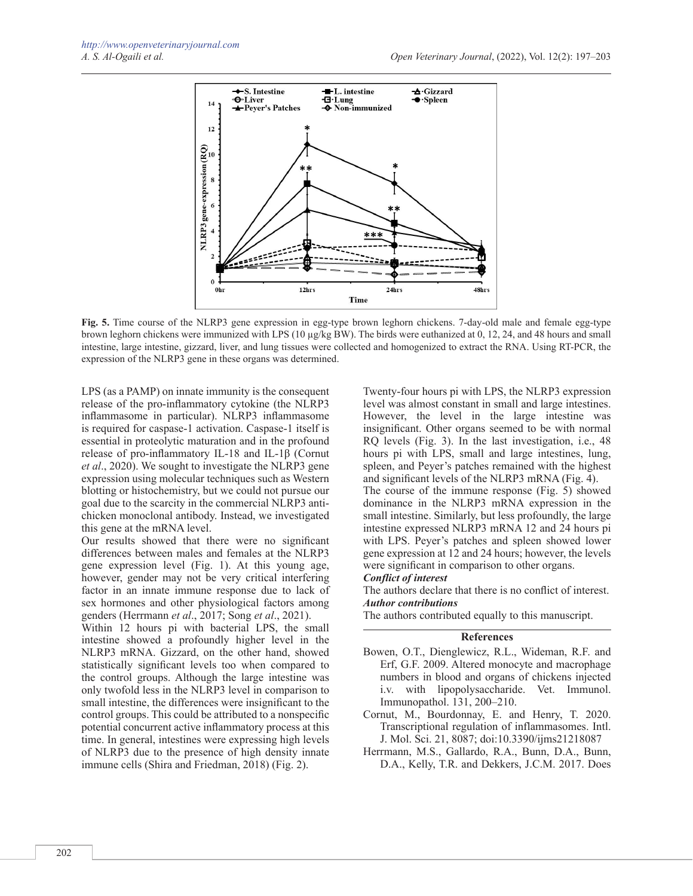**Fig. 5.** Time course of the NLRP3 gene expression in egg-type brown leghorn chickens. 7-day-old male and female egg-type brown leghorn chickens were immunized with LPS (10 μg/kg BW). The birds were euthanized at 0, 12, 24, and 48 hours and small intestine, large intestine, gizzard, liver, and lung tissues were collected and homogenized to extract the RNA. Using RT-PCR, the expression of the NLRP3 gene in these organs was determined.

LPS (as a PAMP) on innate immunity is the consequent release of the pro-inflammatory cytokine (the NLRP3 inflammasome in particular). NLRP3 inflammasome is required for caspase-1 activation. Caspase-1 itself is essential in proteolytic maturation and in the profound release of pro-inflammatory IL-18 and IL-1β (Cornut *et al*., 2020). We sought to investigate the NLRP3 gene expression using molecular techniques such as Western blotting or histochemistry, but we could not pursue our goal due to the scarcity in the commercial NLRP3 anti-chicken monoclonal antibody. Instead, we investigated this gene at the mRNA level.

Our results showed that there were no significant differences between males and females at the NLRP3 gene expression level (Fig. 1). At this young age, however, gender may not be very critical interfering factor in an innate immune response due to lack of sex hormones and other physiological factors among genders (Herrmann *et al*., 2017; Song *et al*., 2021).

Within 12 hours pi with bacterial LPS, the small intestine showed a profoundly higher level in the NLRP3 mRNA. Gizzard, on the other hand, showed statistically significant levels too when compared to the control groups. Although the large intestine was only twofold less in the NLRP3 level in comparison to small intestine, the differences were insignificant to the control groups. This could be attributed to a nonspecific potential concurrent active inflammatory process at this time. In general, intestines were expressing high levels of NLRP3 due to the presence of high density innate immune cells (Shira and Friedman, 2018) (Fig. 2).

Twenty-four hours pi with LPS, the NLRP3 expression level was almost constant in small and large intestines. However, the level in the large intestine was insignificant. Other organs seemed to be with normal RQ levels (Fig. 3). In the last investigation, i.e., 48 hours pi with LPS, small and large intestines, lung, spleen, and Peyer's patches remained with the highest and significant levels of the NLRP3 mRNA (Fig. 4).

The course of the immune response (Fig. 5) showed dominance in the NLRP3 mRNA expression in the small intestine. Similarly, but less profoundly, the large intestine expressed NLRP3 mRNA 12 and 24 hours pi with LPS. Peyer's patches and spleen showed lower gene expression at 12 and 24 hours; however, the levels were significant in comparison to other organs.

***Conflict of interest***

The authors declare that there is no conflict of interest.

***Author contributions***

The authors contributed equally to this manuscript.

## References

Bowen, O.T., Dienglewicz, R.L., Wideman, R.F. and Erf, G.F. 2009. Altered monocyte and macrophage numbers in blood and organs of chickens injected i.v. with lipopolysaccharide. Vet. Immunol. Immunopathol. 131, 200–210.

Cornut, M., Bourdonnay, E. and Henry, T. 2020. Transcriptional regulation of inflammasomes. Intl. J. Mol. Sci. 21, 8087; doi:10.3390/ijms21218087

Herrmann, M.S., Gallardo, R.A., Bunn, D.A., Bunn, D.A., Kelly, T.R. and Dekkers, J.C.M. 2017. Does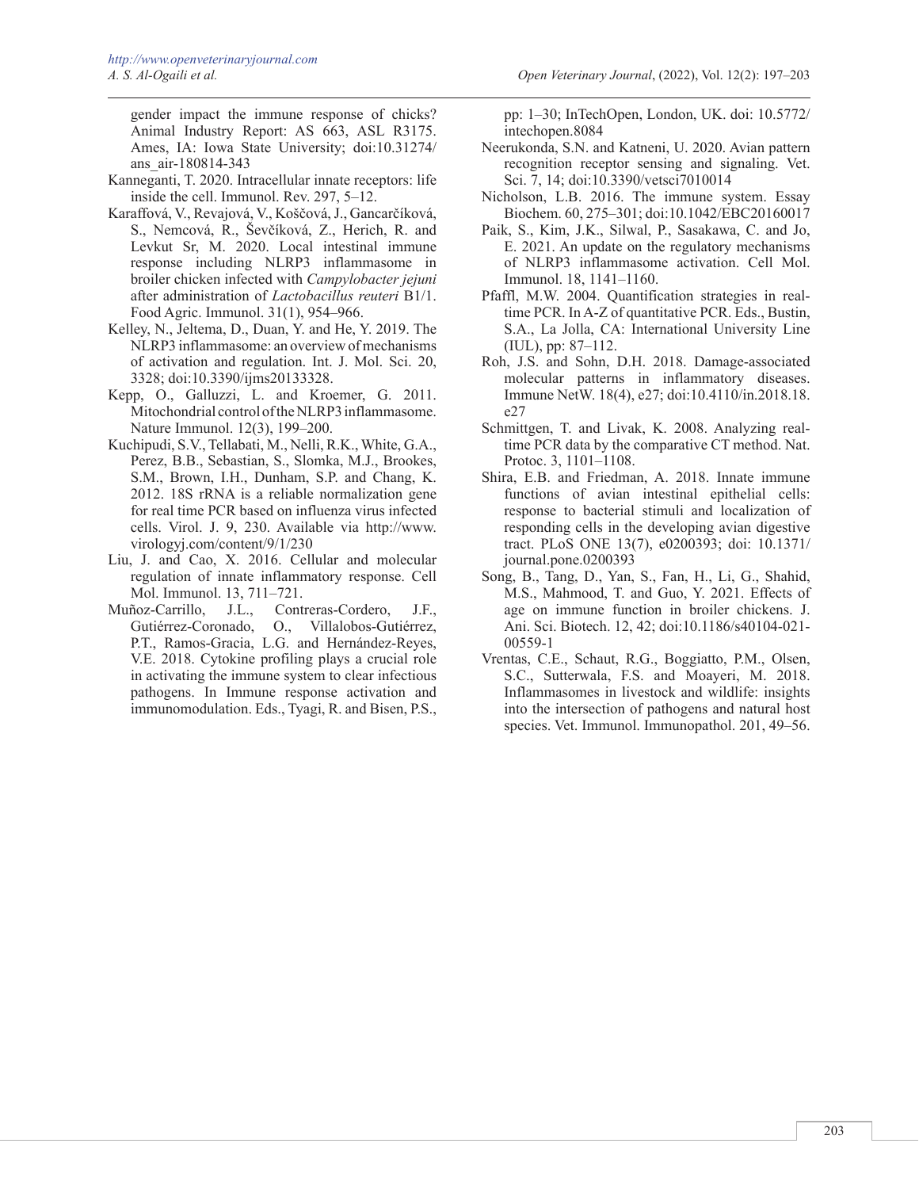gender impact the immune response of chicks? Animal Industry Report: AS 663, ASL R3175. Ames, IA: Iowa State University; doi:10.31274/ans_air-180814-343

Kanneganti, T. 2020. Intracellular innate receptors: life inside the cell. Immunol. Rev. 297, 5–12.

Karaffová, V., Revajová, V., Koščová, J., Gancarčíková, S., Nemcová, R., Ševčíková, Z., Herich, R. and Levkut Sr, M. 2020. Local intestinal immune response including NLRP3 inflammasome in broiler chicken infected with *Campylobacter jejuni* after administration of *Lactobacillus reuteri* B1/1. Food Agric. Immunol. 31(1), 954–966.

Kelley, N., Jeltema, D., Duan, Y. and He, Y. 2019. The NLRP3 inflammasome: an overview of mechanisms of activation and regulation. Int. J. Mol. Sci. 20, 3328; doi:10.3390/ijms20133328.

Kepp, O., Galluzzi, L. and Kroemer, G. 2011. Mitochondrial control of the NLRP3 inflammasome. Nature Immunol. 12(3), 199–200.

Kuchipudi, S.V., Tellabati, M., Nelli, R.K., White, G.A., Perez, B.B., Sebastian, S., Slomka, M.J., Brookes, S.M., Brown, I.H., Dunham, S.P. and Chang, K. 2012. 18S rRNA is a reliable normalization gene for real time PCR based on influenza virus infected cells. Virol. J. 9, 230. Available via http://www.virologyj.com/content/9/1/230

Liu, J. and Cao, X. 2016. Cellular and molecular regulation of innate inflammatory response. Cell Mol. Immunol. 13, 711–721.

Muñoz-Carrillo, J.L., Contreras-Cordero, J.F., Gutiérrez-Coronado, O., Villalobos-Gutiérrez, P.T., Ramos-Gracia, L.G. and Hernández-Reyes, V.E. 2018. Cytokine profiling plays a crucial role in activating the immune system to clear infectious pathogens. In Immune response activation and immunomodulation. Eds., Tyagi, R. and Bisen, P.S., pp: 1–30; InTechOpen, London, UK. doi: 10.5772/intechopen.8084

Neerukonda, S.N. and Katneni, U. 2020. Avian pattern recognition receptor sensing and signaling. Vet. Sci. 7, 14; doi:10.3390/vetsci7010014

Nicholson, L.B. 2016. The immune system. Essay Biochem. 60, 275–301; doi:10.1042/EBC20160017

Paik, S., Kim, J.K., Silwal, P., Sasakawa, C. and Jo, E. 2021. An update on the regulatory mechanisms of NLRP3 inflammasome activation. Cell Mol. Immunol. 18, 1141–1160.

Pfaffl, M.W. 2004. Quantification strategies in real-time PCR. In A-Z of quantitative PCR. Eds., Bustin, S.A., La Jolla, CA: International University Line (IUL), pp: 87–112.

Roh, J.S. and Sohn, D.H. 2018. Damage-associated molecular patterns in inflammatory diseases. Immune NetW. 18(4), e27; doi:10.4110/in.2018.18.e27

Schmittgen, T. and Livak, K. 2008. Analyzing real-time PCR data by the comparative CT method. Nat. Protoc. 3, 1101–1108.

Shira, E.B. and Friedman, A. 2018. Innate immune functions of avian intestinal epithelial cells: response to bacterial stimuli and localization of responding cells in the developing avian digestive tract. PLoS ONE 13(7), e0200393; doi: 10.1371/journal.pone.0200393

Song, B., Tang, D., Yan, S., Fan, H., Li, G., Shahid, M.S., Mahmood, T. and Guo, Y. 2021. Effects of age on immune function in broiler chickens. J. Ani. Sci. Biotech. 12, 42; doi:10.1186/s40104-021-00559-1

Vrentas, C.E., Schaut, R.G., Boggiatto, P.M., Olsen, S.C., Sutterwala, F.S. and Moayeri, M. 2018. Inflammasomes in livestock and wildlife: insights into the intersection of pathogens and natural host species. Vet. Immunol. Immunopathol. 201, 49–56.